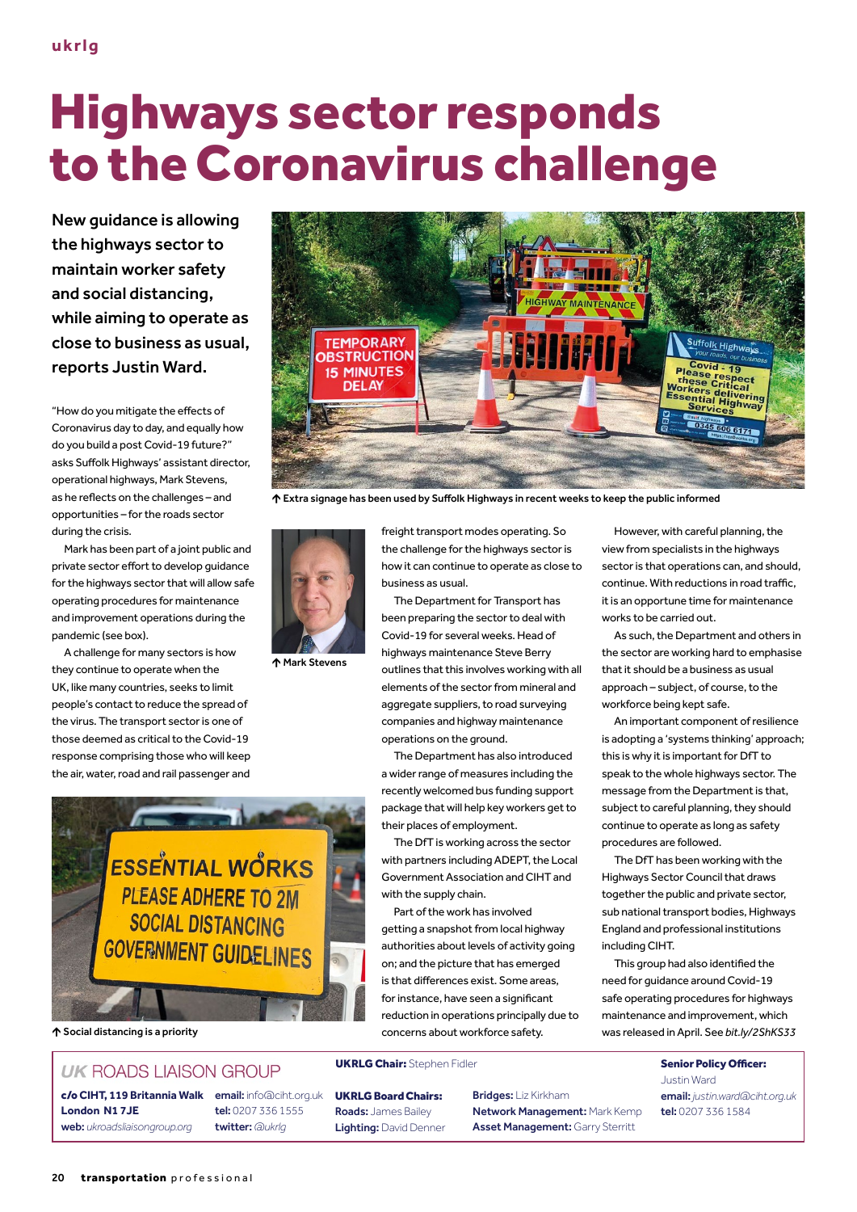ukrlg

# Highways sector responds to the Coronavirus challenge

**New guidance is allowing the highways sector to maintain worker safety and social distancing, while aiming to operate as close to business as usual, reports Justin Ward.**

"How do you mitigate the effects of Coronavirus day to day, and equally how do you build a post Covid-19 future?" asks Suffolk Highways' assistant director, operational highways, Mark Stevens, as he reflects on the challenges – and opportunities – for the roads sector during the crisis.

Mark has been part of a joint public and private sector effort to develop guidance for the highways sector that will allow safe operating procedures for maintenance and improvement operations during the pandemic (see box).

A challenge for many sectors is how they continue to operate when the UK, like many countries, seeks to limit people's contact to reduce the spread of the virus. The transport sector is one of those deemed as critical to the Covid-19 response comprising those who will keep the air, water, road and rail passenger and freight transport modes operating. So the challenge for the highways sector is how it can continue to operate as close to business as usual.

↑ Extra signage has been used by Suffolk Highways in recent weeks to keep the public informed

↑ Mark Stevens

↑ Social distancing is a priority

The Department for Transport has been preparing the sector to deal with Covid-19 for several weeks. Head of highways maintenance Steve Berry outlines that this involves working with all elements of the sector from mineral and aggregate suppliers, to road surveying companies and highway maintenance operations on the ground.

The Department has also introduced a wider range of measures including the recently welcomed bus funding support package that will help key workers get to their places of employment.

The DfT is working across the sector with partners including ADEPT, the Local Government Association and CIHT and with the supply chain.

Part of the work has involved getting a snapshot from local highway authorities about levels of activity going on; and the picture that has emerged is that differences exist. Some areas, for instance, have seen a significant reduction in operations principally due to concerns about workforce safety.

However, with careful planning, the view from specialists in the highways sector is that operations can, and should, continue. With reductions in road traffic, it is an opportune time for maintenance works to be carried out.

As such, the Department and others in the sector are working hard to emphasise that it should be a business as usual approach – subject, of course, to the workforce being kept safe.

An important component of resilience is adopting a 'systems thinking' approach; this is why it is important for DfT to speak to the whole highways sector. The message from the Department is that, subject to careful planning, they should continue to operate as long as safety procedures are followed.

The DfT has been working with the Highways Sector Council that draws together the public and private sector, sub national transport bodies, Highways England and professional institutions including CIHT.

This group had also identified the need for guidance around Covid-19 safe operating procedures for highways maintenance and improvement, which was released in April. See *bit.ly/2ShKS33*

---

**UK ROADS LIAISON GROUP**

**c/o CIHT, 119 Britannia Walk London N1 7JE**
**web:** *ukroadsliaisongroup.org*
**email:** info@ciht.org.uk
**tel:** 0207 336 1555
**twitter:** *@ukrlg*

**UKRLG Chair:** Stephen Fidler

**UKRLG Board Chairs:**
**Roads:** James Bailey
**Lighting:** David Denner
**Bridges:** Liz Kirkham
**Network Management:** Mark Kemp
**Asset Management:** Garry Sterritt

**Senior Policy Officer:** Justin Ward
**email:** *justin.ward@ciht.org.uk*
**tel:** 0207 336 1584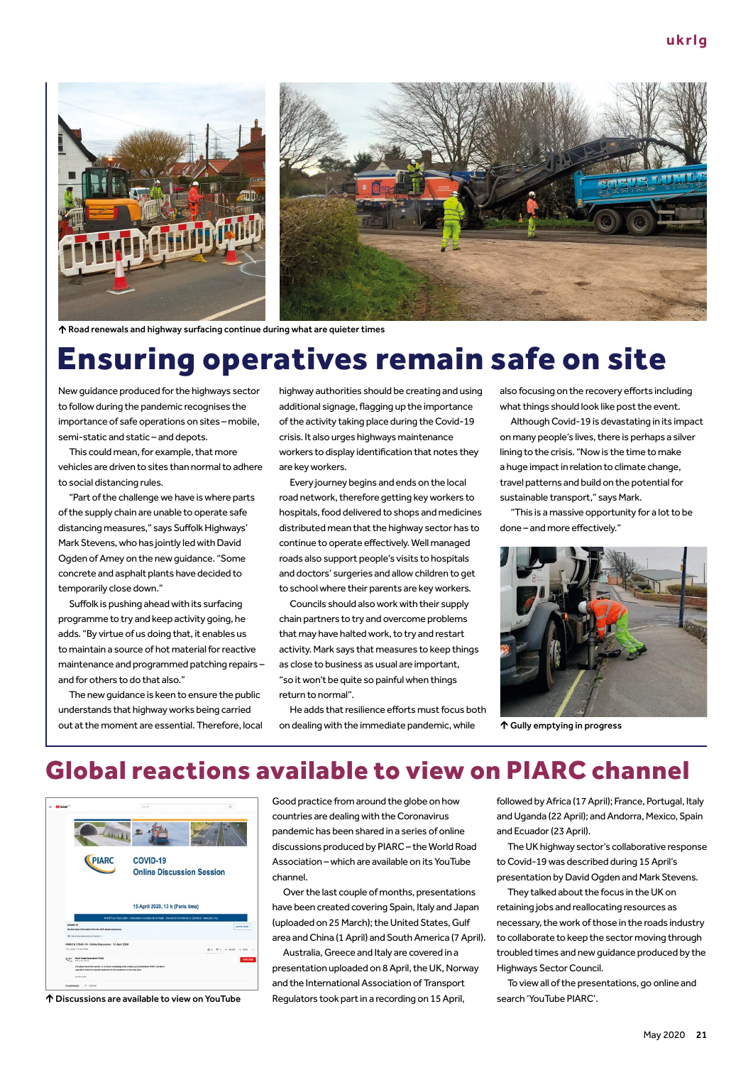↑ Road renewals and highway surfacing continue during what are quieter times

# Ensuring operatives remain safe on site

New guidance produced for the highways sector to follow during the pandemic recognises the importance of safe operations on sites – mobile, semi-static and static – and depots.

This could mean, for example, that more vehicles are driven to sites than normal to adhere to social distancing rules.

"Part of the challenge we have is where parts of the supply chain are unable to operate safe distancing measures," says Suffolk Highways' Mark Stevens, who has jointly led with David Ogden of Amey on the new guidance. "Some concrete and asphalt plants have decided to temporarily close down."

Suffolk is pushing ahead with its surfacing programme to try and keep activity going, he adds. "By virtue of us doing that, it enables us to maintain a source of hot material for reactive maintenance and programmed patching repairs – and for others to do that also."

The new guidance is keen to ensure the public understands that highway works being carried out at the moment are essential. Therefore, local highway authorities should be creating and using additional signage, flagging up the importance of the activity taking place during the Covid-19 crisis. It also urges highways maintenance workers to display identification that notes they are key workers.

Every journey begins and ends on the local road network, therefore getting key workers to hospitals, food delivered to shops and medicines distributed mean that the highway sector has to continue to operate effectively. Well managed roads also support people's visits to hospitals and doctors' surgeries and allow children to get to school where their parents are key workers.

Councils should also work with their supply chain partners to try and overcome problems that may have halted work, to try and restart activity. Mark says that measures to keep things as close to business as usual are important, "so it won't be quite so painful when things return to normal".

He adds that resilience efforts must focus both on dealing with the immediate pandemic, while also focusing on the recovery efforts including what things should look like post the event.

Although Covid-19 is devastating in its impact on many people's lives, there is perhaps a silver lining to the crisis. "Now is the time to make a huge impact in relation to climate change, travel patterns and build on the potential for sustainable transport," says Mark.

"This is a massive opportunity for a lot to be done – and more effectively."

↑ Gully emptying in progress

# Global reactions available to view on PIARC channel

↑ Discussions are available to view on YouTube

Good practice from around the globe on how countries are dealing with the Coronavirus pandemic has been shared in a series of online discussions produced by PIARC – the World Road Association – which are available on its YouTube channel.

Over the last couple of months, presentations have been created covering Spain, Italy and Japan (uploaded on 25 March); the United States, Gulf area and China (1 April) and South America (7 April).

Australia, Greece and Italy are covered in a presentation uploaded on 8 April, the UK, Norway and the International Association of Transport Regulators took part in a recording on 15 April, followed by Africa (17 April); France, Portugal, Italy and Uganda (22 April); and Andorra, Mexico, Spain and Ecuador (23 April).

The UK highway sector's collaborative response to Covid-19 was described during 15 April's presentation by David Ogden and Mark Stevens.

They talked about the focus in the UK on retaining jobs and reallocating resources as necessary, the work of those in the roads industry to collaborate to keep the sector moving through troubled times and new guidance produced by the Highways Sector Council.

To view all of the presentations, go online and search 'YouTube PIARC'.